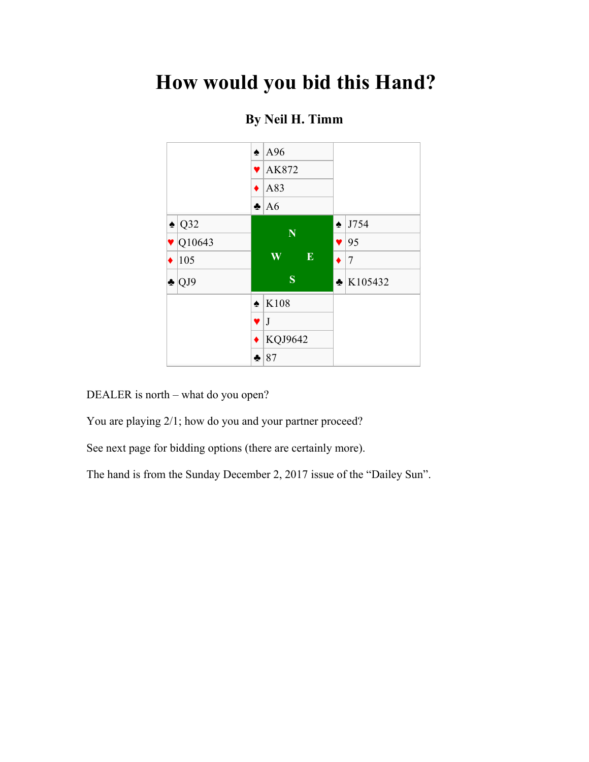# How would you bid this Hand?

### By Neil H. Timm

| | North | |
|---|---|---|
| | ♠ A96 | |
| | ♥ AK872 | |
| | ♦ A83 | |
| | ♣ A6 | |
| **West** | | **East** |
| ♠ Q32 | N | ♠ J754 |
| ♥ Q10643 | W E | ♥ 95 |
| ♦ 105 | | ♦ 7 |
| ♣ QJ9 | S | ♣ K105432 |
| | **South** | |
| | ♠ K108 | |
| | ♥ J | |
| | ♦ KQJ9642 | |
| | ♣ 87 | |

DEALER is north – what do you open?

You are playing 2/1; how do you and your partner proceed?

See next page for bidding options (there are certainly more).

The hand is from the Sunday December 2, 2017 issue of the "Dailey Sun".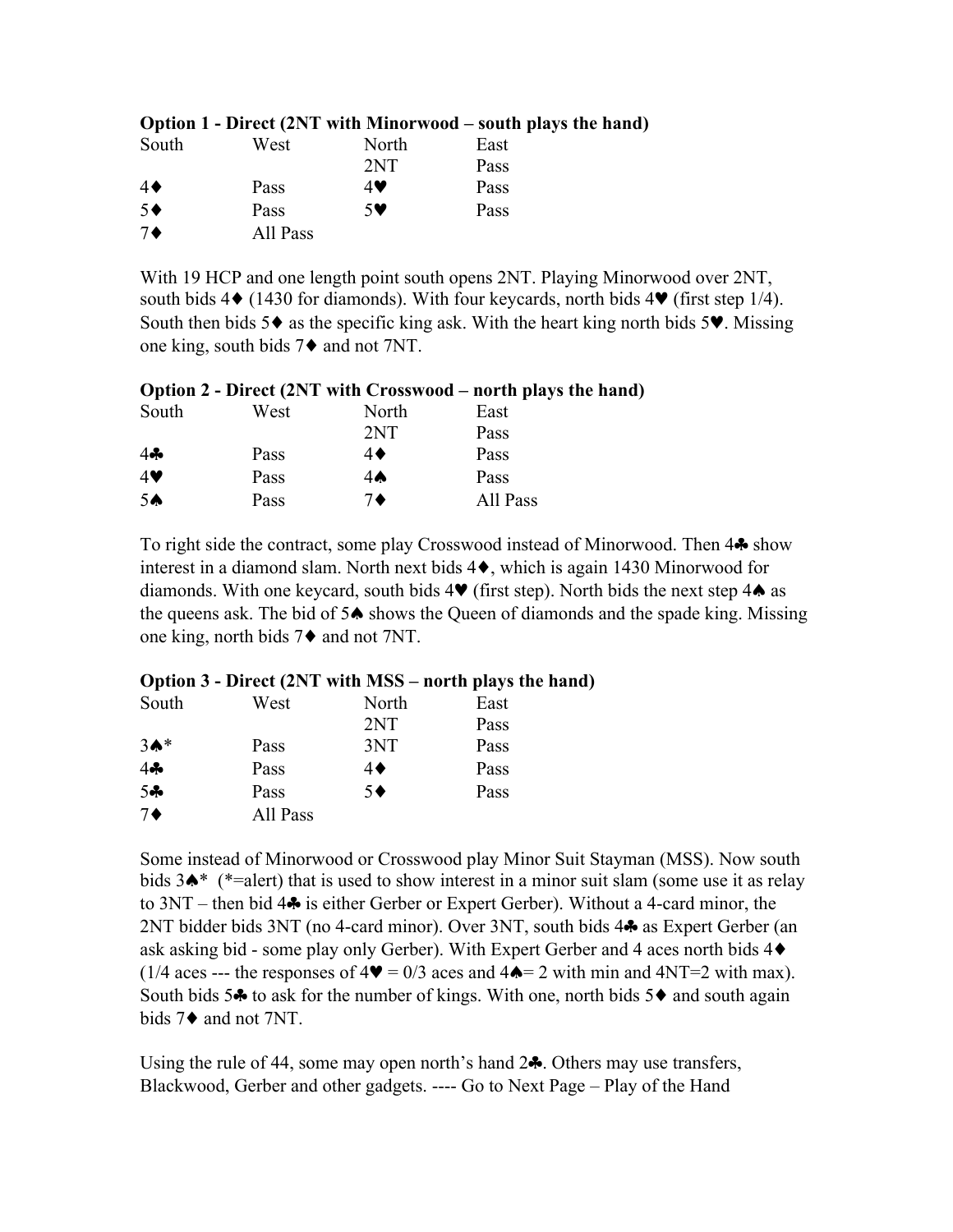**Option 1 - Direct (2NT with Minorwood – south plays the hand)**

| South | West | North | East |
|---|---|---|---|
| | | 2NT | Pass |
| 4♦ | Pass | 4♥ | Pass |
| 5♦ | Pass | 5♥ | Pass |
| 7♦ | All Pass | | |

With 19 HCP and one length point south opens 2NT. Playing Minorwood over 2NT, south bids 4♦ (1430 for diamonds). With four keycards, north bids 4♥ (first step 1/4). South then bids 5♦ as the specific king ask. With the heart king north bids 5♥. Missing one king, south bids 7♦ and not 7NT.

**Option 2 - Direct (2NT with Crosswood – north plays the hand)**

| South | West | North | East |
|---|---|---|---|
| | | 2NT | Pass |
| 4♣ | Pass | 4♦ | Pass |
| 4♥ | Pass | 4♠ | Pass |
| 5♠ | Pass | 7♦ | All Pass |

To right side the contract, some play Crosswood instead of Minorwood. Then 4♣ show interest in a diamond slam. North next bids 4♦, which is again 1430 Minorwood for diamonds. With one keycard, south bids 4♥ (first step). North bids the next step 4♠ as the queens ask. The bid of 5♠ shows the Queen of diamonds and the spade king. Missing one king, north bids 7♦ and not 7NT.

**Option 3 - Direct (2NT with MSS – north plays the hand)**

| South | West | North | East |
|---|---|---|---|
| | | 2NT | Pass |
| 3♠* | Pass | 3NT | Pass |
| 4♣ | Pass | 4♦ | Pass |
| 5♣ | Pass | 5♦ | Pass |
| 7♦ | All Pass | | |

Some instead of Minorwood or Crosswood play Minor Suit Stayman (MSS). Now south bids 3♠* (*=alert) that is used to show interest in a minor suit slam (some use it as relay to 3NT – then bid 4♣ is either Gerber or Expert Gerber). Without a 4-card minor, the 2NT bidder bids 3NT (no 4-card minor). Over 3NT, south bids 4♣ as Expert Gerber (an ask asking bid - some play only Gerber). With Expert Gerber and 4 aces north bids 4♦ (1/4 aces --- the responses of 4♥ = 0/3 aces and 4♠= 2 with min and 4NT=2 with max). South bids 5♣ to ask for the number of kings. With one, north bids 5♦ and south again bids 7♦ and not 7NT.

Using the rule of 44, some may open north's hand 2♣. Others may use transfers, Blackwood, Gerber and other gadgets. ---- Go to Next Page – Play of the Hand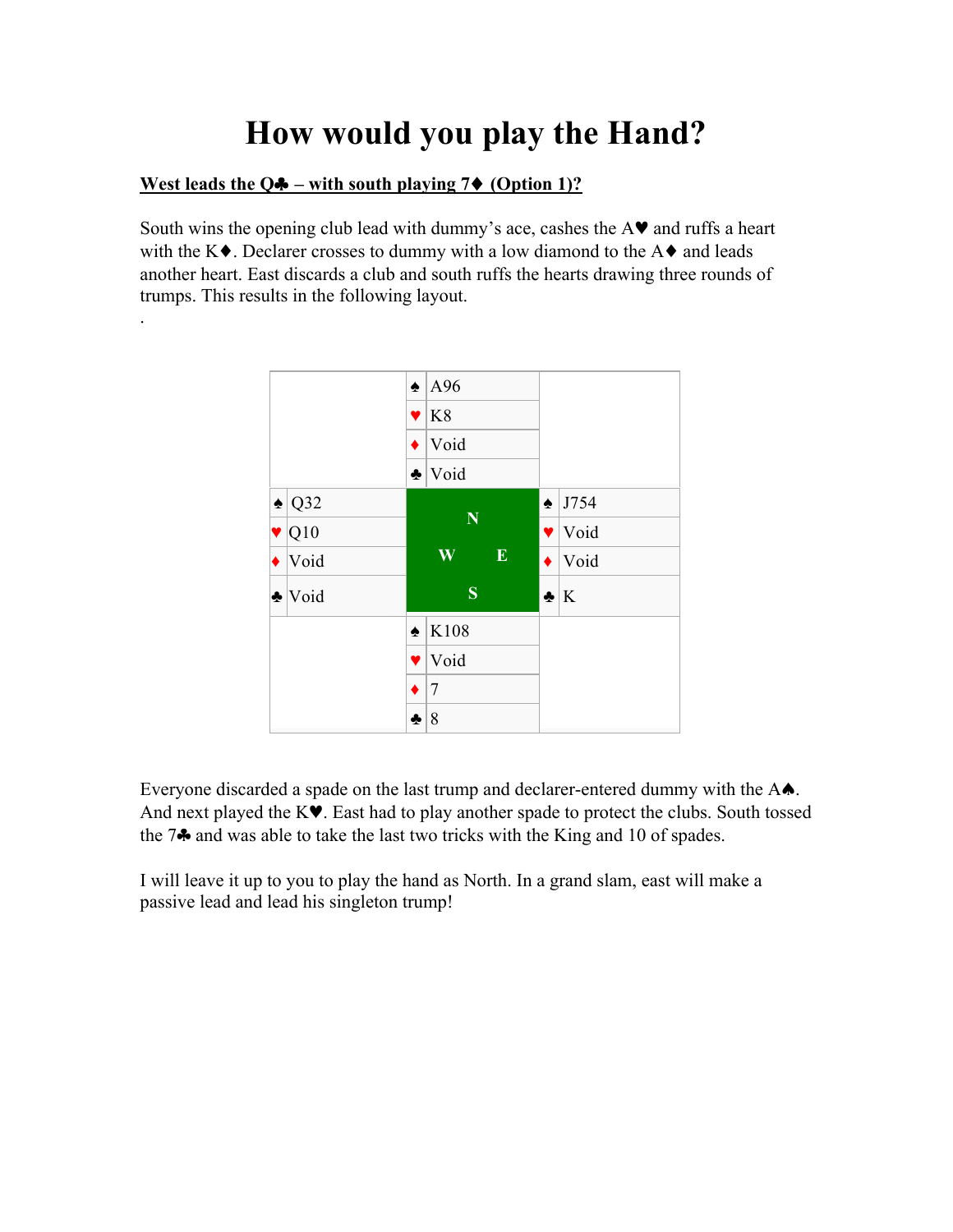# How would you play the Hand?

**West leads the Q♣ – with south playing 7♦ (Option 1)?**

South wins the opening club lead with dummy's ace, cashes the A♥ and ruffs a heart with the K♦. Declarer crosses to dummy with a low diamond to the A♦ and leads another heart. East discards a club and south ruffs the hearts drawing three rounds of trumps. This results in the following layout.
.

| | | | | | |
|---|---|---|---|---|---|
| | ♠ | A96 | | | |
| | ♥ | K8 | | | |
| | ♦ | Void | | | |
| | ♣ | Void | | | |
| ♠ Q32 | | N | | ♠ | J754 |
| ♥ Q10 | | W E | | ♥ | Void |
| ♦ Void | | | | ♦ | Void |
| ♣ Void | | S | | ♣ | K |
| | ♠ | K108 | | | |
| | ♥ | Void | | | |
| | ♦ | 7 | | | |
| | ♣ | 8 | | | |

Everyone discarded a spade on the last trump and declarer-entered dummy with the A♠. And next played the K♥. East had to play another spade to protect the clubs. South tossed the 7♣ and was able to take the last two tricks with the King and 10 of spades.

I will leave it up to you to play the hand as North. In a grand slam, east will make a passive lead and lead his singleton trump!